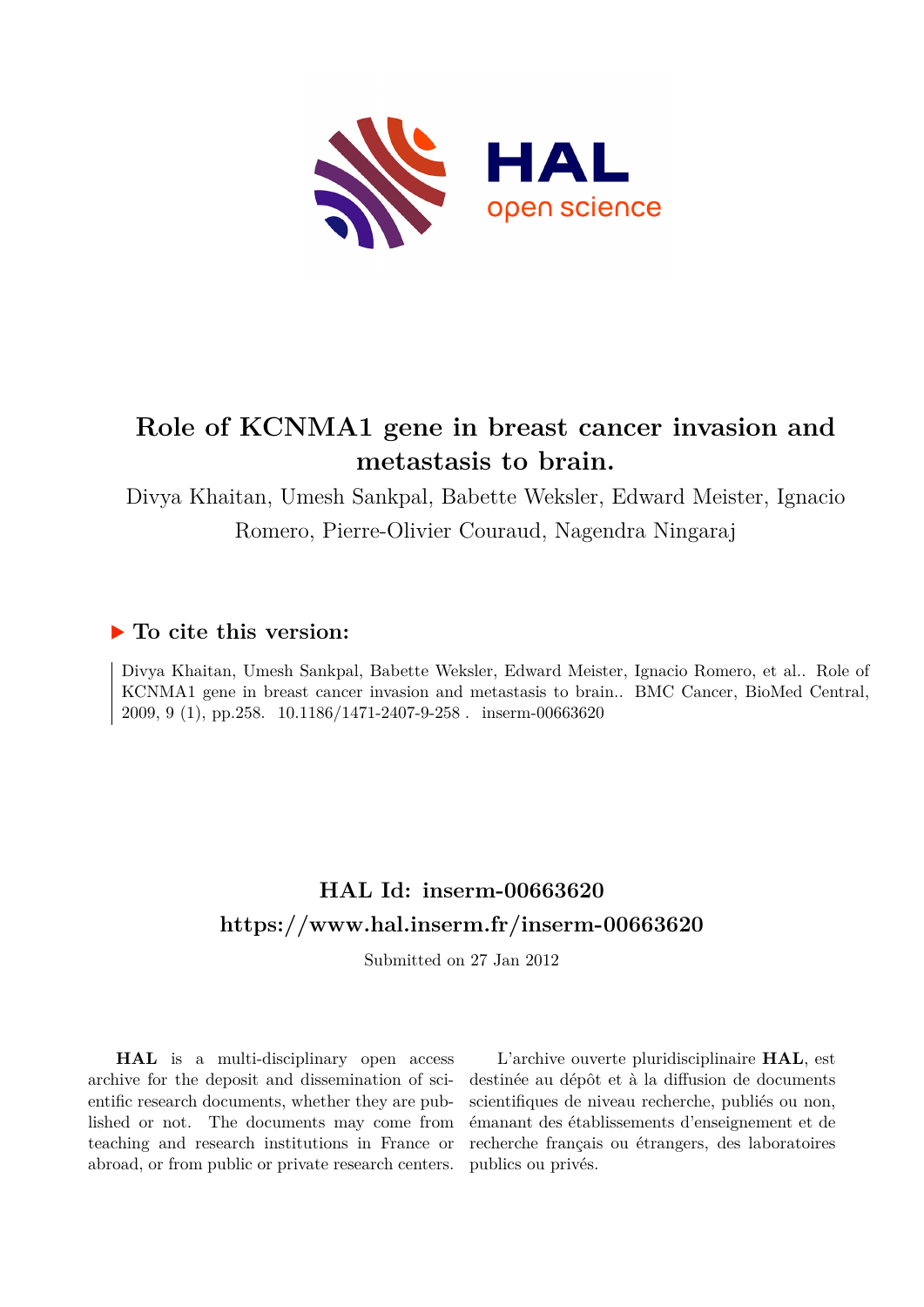# Role of KCNMA1 gene in breast cancer invasion and metastasis to brain.

Divya Khaitan, Umesh Sankpal, Babette Weksler, Edward Meister, Ignacio Romero, Pierre-Olivier Couraud, Nagendra Ningaraj

## ▶ To cite this version:

Divya Khaitan, Umesh Sankpal, Babette Weksler, Edward Meister, Ignacio Romero, et al.. Role of KCNMA1 gene in breast cancer invasion and metastasis to brain.. BMC Cancer, BioMed Central, 2009, 9 (1), pp.258. 10.1186/1471-2407-9-258 . inserm-00663620

## HAL Id: inserm-00663620

## https://www.hal.inserm.fr/inserm-00663620

Submitted on 27 Jan 2012

**HAL** is a multi-disciplinary open access archive for the deposit and dissemination of scientific research documents, whether they are published or not. The documents may come from teaching and research institutions in France or abroad, or from public or private research centers.

L'archive ouverte pluridisciplinaire **HAL**, est destinée au dépôt et à la diffusion de documents scientifiques de niveau recherche, publiés ou non, émanant des établissements d'enseignement et de recherche français ou étrangers, des laboratoires publics ou privés.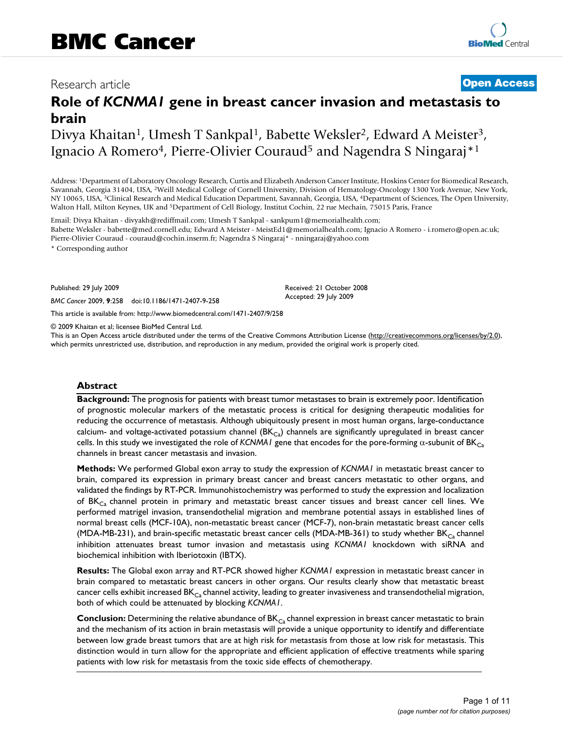# Role of *KCNMA1* gene in breast cancer invasion and metastasis to brain

Divya Khaitan[1], Umesh T Sankpal[1], Babette Weksler[2], Edward A Meister[3], Ignacio A Romero[4], Pierre-Olivier Couraud[5] and Nagendra S Ningaraj*[1]

Address: [1]Department of Laboratory Oncology Research, Curtis and Elizabeth Anderson Cancer Institute, Hoskins Center for Biomedical Research, Savannah, Georgia 31404, USA, [2]Weill Medical College of Cornell University, Division of Hematology-Oncology 1300 York Avenue, New York, NY 10065, USA, [3]Clinical Research and Medical Education Department, Savannah, Georgia, USA, [4]Department of Sciences, The Open University, Walton Hall, Milton Keynes, UK and [5]Department of Cell Biology, Institut Cochin, 22 rue Mechain, 75015 Paris, France

Email: Divya Khaitan - divyakh@rediffmail.com; Umesh T Sankpal - sankpum1@memorialhealth.com; Babette Weksler - babette@med.cornell.edu; Edward A Meister - MeistEd1@memorialhealth.com; Ignacio A Romero - i.romero@open.ac.uk; Pierre-Olivier Couraud - couraud@cochin.inserm.fr; Nagendra S Ningaraj* - nningaraj@yahoo.com

* Corresponding author

Published: 29 July 2009

*BMC Cancer* 2009, **9**:258 doi:10.1186/1471-2407-9-258

Received: 21 October 2008
Accepted: 29 July 2009

This article is available from: http://www.biomedcentral.com/1471-2407/9/258

© 2009 Khaitan et al; licensee BioMed Central Ltd.
This is an Open Access article distributed under the terms of the Creative Commons Attribution License (http://creativecommons.org/licenses/by/2.0), which permits unrestricted use, distribution, and reproduction in any medium, provided the original work is properly cited.

## Abstract

**Background:** The prognosis for patients with breast tumor metastases to brain is extremely poor. Identification of prognostic molecular markers of the metastatic process is critical for designing therapeutic modalities for reducing the occurrence of metastasis. Although ubiquitously present in most human organs, large-conductance calcium- and voltage-activated potassium channel ($BK_{Ca}$) channels are significantly upregulated in breast cancer cells. In this study we investigated the role of *KCNMA1* gene that encodes for the pore-forming $\alpha$-subunit of $BK_{Ca}$ channels in breast cancer metastasis and invasion.

**Methods:** We performed Global exon array to study the expression of *KCNMA1* in metastatic breast cancer to brain, compared its expression in primary breast cancer and breast cancers metastatic to other organs, and validated the findings by RT-PCR. Immunohistochemistry was performed to study the expression and localization of $BK_{Ca}$ channel protein in primary and metastatic breast cancer tissues and breast cancer cell lines. We performed matrigel invasion, transendothelial migration and membrane potential assays in established lines of normal breast cells (MCF-10A), non-metastatic breast cancer (MCF-7), non-brain metastatic breast cancer cells (MDA-MB-231), and brain-specific metastatic breast cancer cells (MDA-MB-361) to study whether $BK_{Ca}$ channel inhibition attenuates breast tumor invasion and metastasis using *KCNMA1* knockdown with siRNA and biochemical inhibition with Iberiotoxin (IBTX).

**Results:** The Global exon array and RT-PCR showed higher *KCNMA1* expression in metastatic breast cancer in brain compared to metastatic breast cancers in other organs. Our results clearly show that metastatic breast cancer cells exhibit increased $BK_{Ca}$ channel activity, leading to greater invasiveness and transendothelial migration, both of which could be attenuated by blocking *KCNMA1*.

**Conclusion:** Determining the relative abundance of $BK_{Ca}$ channel expression in breast cancer metastatic to brain and the mechanism of its action in brain metastasis will provide a unique opportunity to identify and differentiate between low grade breast tumors that are at high risk for metastasis from those at low risk for metastasis. This distinction would in turn allow for the appropriate and efficient application of effective treatments while sparing patients with low risk for metastasis from the toxic side effects of chemotherapy.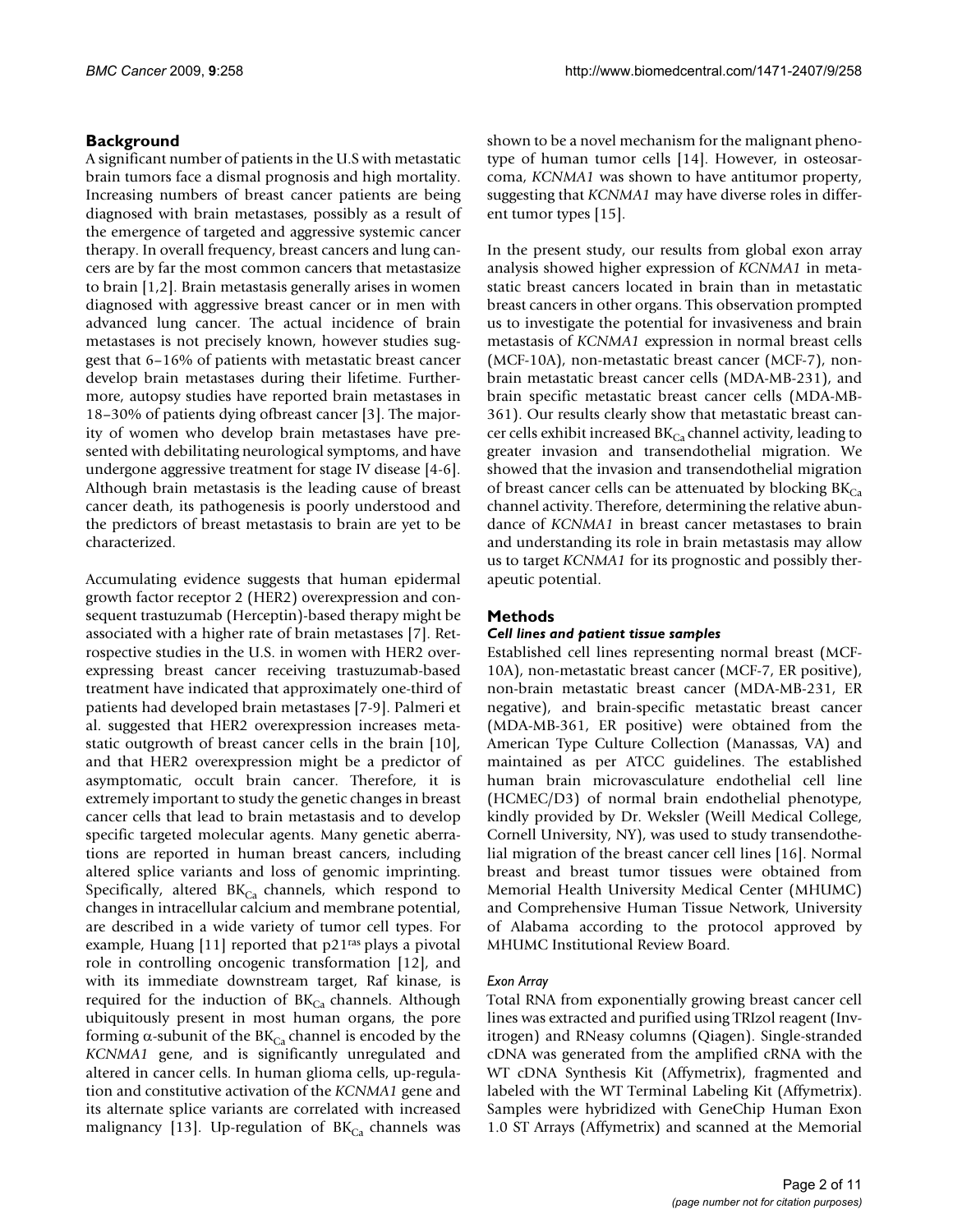## Background

A significant number of patients in the U.S with metastatic brain tumors face a dismal prognosis and high mortality. Increasing numbers of breast cancer patients are being diagnosed with brain metastases, possibly as a result of the emergence of targeted and aggressive systemic cancer therapy. In overall frequency, breast cancers and lung cancers are by far the most common cancers that metastasize to brain [1,2]. Brain metastasis generally arises in women diagnosed with aggressive breast cancer or in men with advanced lung cancer. The actual incidence of brain metastases is not precisely known, however studies suggest that 6–16% of patients with metastatic breast cancer develop brain metastases during their lifetime. Furthermore, autopsy studies have reported brain metastases in 18–30% of patients dying ofbreast cancer [3]. The majority of women who develop brain metastases have presented with debilitating neurological symptoms, and have undergone aggressive treatment for stage IV disease [4-6]. Although brain metastasis is the leading cause of breast cancer death, its pathogenesis is poorly understood and the predictors of breast metastasis to brain are yet to be characterized.

Accumulating evidence suggests that human epidermal growth factor receptor 2 (HER2) overexpression and consequent trastuzumab (Herceptin)-based therapy might be associated with a higher rate of brain metastases [7]. Retrospective studies in the U.S. in women with HER2 overexpressing breast cancer receiving trastuzumab-based treatment have indicated that approximately one-third of patients had developed brain metastases [7-9]. Palmeri et al. suggested that HER2 overexpression increases metastatic outgrowth of breast cancer cells in the brain [10], and that HER2 overexpression might be a predictor of asymptomatic, occult brain cancer. Therefore, it is extremely important to study the genetic changes in breast cancer cells that lead to brain metastasis and to develop specific targeted molecular agents. Many genetic aberrations are reported in human breast cancers, including altered splice variants and loss of genomic imprinting. Specifically, altered $BK_{Ca}$ channels, which respond to changes in intracellular calcium and membrane potential, are described in a wide variety of tumor cell types. For example, Huang [11] reported that $p21^{ras}$ plays a pivotal role in controlling oncogenic transformation [12], and with its immediate downstream target, Raf kinase, is required for the induction of $BK_{Ca}$ channels. Although ubiquitously present in most human organs, the pore forming $\alpha$-subunit of the $BK_{Ca}$ channel is encoded by the *KCNMA1* gene, and is significantly unregulated and altered in cancer cells. In human glioma cells, up-regulation and constitutive activation of the *KCNMA1* gene and its alternate splice variants are correlated with increased malignancy [13]. Up-regulation of $BK_{Ca}$ channels was shown to be a novel mechanism for the malignant phenotype of human tumor cells [14]. However, in osteosarcoma, *KCNMA1* was shown to have antitumor property, suggesting that *KCNMA1* may have diverse roles in different tumor types [15].

In the present study, our results from global exon array analysis showed higher expression of *KCNMA1* in metastatic breast cancers located in brain than in metastatic breast cancers in other organs. This observation prompted us to investigate the potential for invasiveness and brain metastasis of *KCNMA1* expression in normal breast cells (MCF-10A), non-metastatic breast cancer (MCF-7), non-brain metastatic breast cancer cells (MDA-MB-231), and brain specific metastatic breast cancer cells (MDA-MB-361). Our results clearly show that metastatic breast cancer cells exhibit increased $BK_{Ca}$ channel activity, leading to greater invasion and transendothelial migration. We showed that the invasion and transendothelial migration of breast cancer cells can be attenuated by blocking $BK_{Ca}$ channel activity. Therefore, determining the relative abundance of *KCNMA1* in breast cancer metastases to brain and understanding its role in brain metastasis may allow us to target *KCNMA1* for its prognostic and possibly therapeutic potential.

## Methods

### *Cell lines and patient tissue samples*

Established cell lines representing normal breast (MCF-10A), non-metastatic breast cancer (MCF-7, ER positive), non-brain metastatic breast cancer (MDA-MB-231, ER negative), and brain-specific metastatic breast cancer (MDA-MB-361, ER positive) were obtained from the American Type Culture Collection (Manassas, VA) and maintained as per ATCC guidelines. The established human brain microvasculature endothelial cell line (HCMEC/D3) of normal brain endothelial phenotype, kindly provided by Dr. Weksler (Weill Medical College, Cornell University, NY), was used to study transendothelial migration of the breast cancer cell lines [16]. Normal breast and breast tumor tissues were obtained from Memorial Health University Medical Center (MHUMC) and Comprehensive Human Tissue Network, University of Alabama according to the protocol approved by MHUMC Institutional Review Board.

### *Exon Array*

Total RNA from exponentially growing breast cancer cell lines was extracted and purified using TRIzol reagent (Invitrogen) and RNeasy columns (Qiagen). Single-stranded cDNA was generated from the amplified cRNA with the WT cDNA Synthesis Kit (Affymetrix), fragmented and labeled with the WT Terminal Labeling Kit (Affymetrix). Samples were hybridized with GeneChip Human Exon 1.0 ST Arrays (Affymetrix) and scanned at the Memorial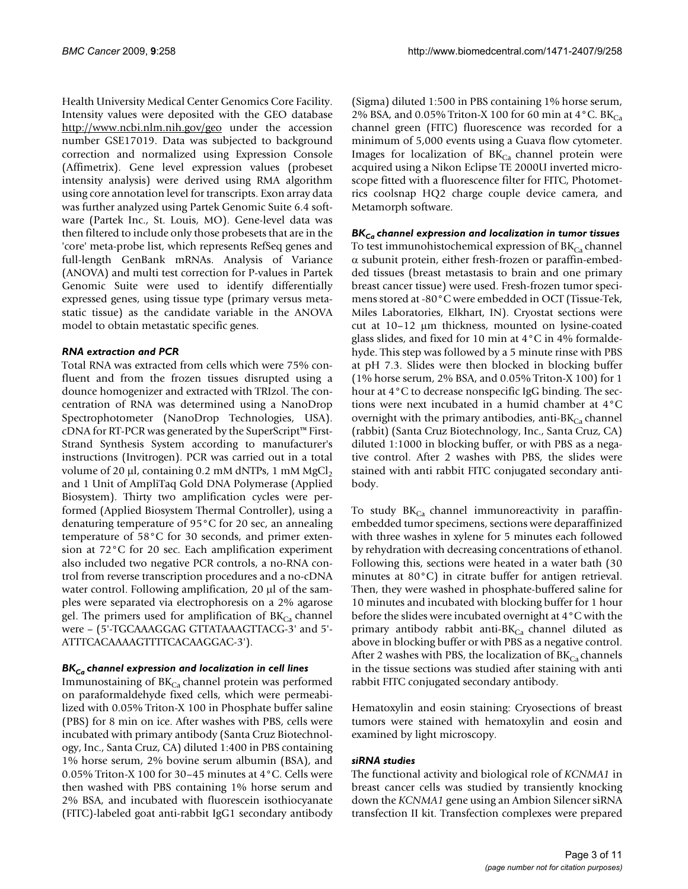Health University Medical Center Genomics Core Facility. Intensity values were deposited with the GEO database http://www.ncbi.nlm.nih.gov/geo under the accession number GSE17019. Data was subjected to background correction and normalized using Expression Console (Affimetrix). Gene level expression values (probeset intensity analysis) were derived using RMA algorithm using core annotation level for transcripts. Exon array data was further analyzed using Partek Genomic Suite 6.4 software (Partek Inc., St. Louis, MO). Gene-level data was then filtered to include only those probesets that are in the 'core' meta-probe list, which represents RefSeq genes and full-length GenBank mRNAs. Analysis of Variance (ANOVA) and multi test correction for P-values in Partek Genomic Suite were used to identify differentially expressed genes, using tissue type (primary versus metastatic tissue) as the candidate variable in the ANOVA model to obtain metastatic specific genes.

### RNA extraction and PCR

Total RNA was extracted from cells which were 75% confluent and from the frozen tissues disrupted using a dounce homogenizer and extracted with TRIzol. The concentration of RNA was determined using a NanoDrop Spectrophotometer (NanoDrop Technologies, USA). cDNA for RT-PCR was generated by the SuperScript™ First-Strand Synthesis System according to manufacturer's instructions (Invitrogen). PCR was carried out in a total volume of 20 μl, containing 0.2 mM dNTPs, 1 mM $MgCl_2$ and 1 Unit of AmpliTaq Gold DNA Polymerase (Applied Biosystem). Thirty two amplification cycles were performed (Applied Biosystem Thermal Controller), using a denaturing temperature of 95°C for 20 sec, an annealing temperature of 58°C for 30 seconds, and primer extension at 72°C for 20 sec. Each amplification experiment also included two negative PCR controls, a no-RNA control from reverse transcription procedures and a no-cDNA water control. Following amplification, 20 μl of the samples were separated via electrophoresis on a 2% agarose gel. The primers used for amplification of $BK_{Ca}$ channel were – (5'-TGCAAAGGAG GTTATAAAGTTACG-3' and 5'-ATTTCACAAAAGTTTTCACAAGGAC-3').

### $BK_{Ca}$ channel expression and localization in cell lines

Immunostaining of $BK_{Ca}$ channel protein was performed on paraformaldehyde fixed cells, which were permeabilized with 0.05% Triton-X 100 in Phosphate buffer saline (PBS) for 8 min on ice. After washes with PBS, cells were incubated with primary antibody (Santa Cruz Biotechnology, Inc., Santa Cruz, CA) diluted 1:400 in PBS containing 1% horse serum, 2% bovine serum albumin (BSA), and 0.05% Triton-X 100 for 30–45 minutes at 4°C. Cells were then washed with PBS containing 1% horse serum and 2% BSA, and incubated with fluorescein isothiocyanate (FITC)-labeled goat anti-rabbit IgG1 secondary antibody (Sigma) diluted 1:500 in PBS containing 1% horse serum, 2% BSA, and 0.05% Triton-X 100 for 60 min at 4°C. $BK_{Ca}$ channel green (FITC) fluorescence was recorded for a minimum of 5,000 events using a Guava flow cytometer. Images for localization of $BK_{Ca}$ channel protein were acquired using a Nikon Eclipse TE 2000U inverted microscope fitted with a fluorescence filter for FITC, Photometrics coolsnap HQ2 charge couple device camera, and Metamorph software.

### $BK_{Ca}$ channel expression and localization in tumor tissues

To test immunohistochemical expression of $BK_{Ca}$ channel α subunit protein, either fresh-frozen or paraffin-embedded tissues (breast metastasis to brain and one primary breast cancer tissue) were used. Fresh-frozen tumor specimens stored at -80°C were embedded in OCT (Tissue-Tek, Miles Laboratories, Elkhart, IN). Cryostat sections were cut at 10–12 μm thickness, mounted on lysine-coated glass slides, and fixed for 10 min at 4°C in 4% formaldehyde. This step was followed by a 5 minute rinse with PBS at pH 7.3. Slides were then blocked in blocking buffer (1% horse serum, 2% BSA, and 0.05% Triton-X 100) for 1 hour at 4°C to decrease nonspecific IgG binding. The sections were next incubated in a humid chamber at 4°C overnight with the primary antibodies, anti-$BK_{Ca}$ channel (rabbit) (Santa Cruz Biotechnology, Inc., Santa Cruz, CA) diluted 1:1000 in blocking buffer, or with PBS as a negative control. After 2 washes with PBS, the slides were stained with anti rabbit FITC conjugated secondary antibody.

To study $BK_{Ca}$ channel immunoreactivity in paraffin-embedded tumor specimens, sections were deparaffinized with three washes in xylene for 5 minutes each followed by rehydration with decreasing concentrations of ethanol. Following this, sections were heated in a water bath (30 minutes at 80°C) in citrate buffer for antigen retrieval. Then, they were washed in phosphate-buffered saline for 10 minutes and incubated with blocking buffer for 1 hour before the slides were incubated overnight at 4°C with the primary antibody rabbit anti-$BK_{Ca}$ channel diluted as above in blocking buffer or with PBS as a negative control. After 2 washes with PBS, the localization of $BK_{Ca}$ channels in the tissue sections was studied after staining with anti rabbit FITC conjugated secondary antibody.

Hematoxylin and eosin staining: Cryosections of breast tumors were stained with hematoxylin and eosin and examined by light microscopy.

### siRNA studies

The functional activity and biological role of *KCNMA1* in breast cancer cells was studied by transiently knocking down the *KCNMA1* gene using an Ambion Silencer siRNA transfection II kit. Transfection complexes were prepared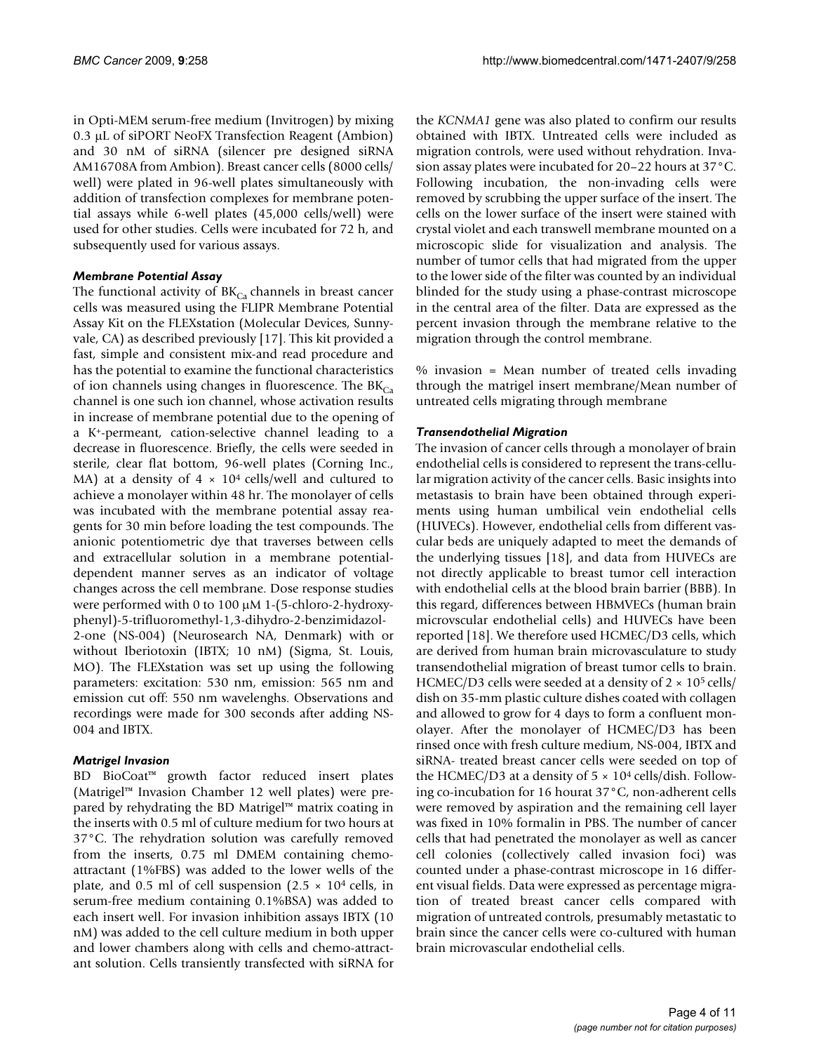in Opti-MEM serum-free medium (Invitrogen) by mixing 0.3 μL of siPORT NeoFX Transfection Reagent (Ambion) and 30 nM of siRNA (silencer pre designed siRNA AM16708A from Ambion). Breast cancer cells (8000 cells/well) were plated in 96-well plates simultaneously with addition of transfection complexes for membrane potential assays while 6-well plates (45,000 cells/well) were used for other studies. Cells were incubated for 72 h, and subsequently used for various assays.

### *Membrane Potential Assay*

The functional activity of $BK_{Ca}$ channels in breast cancer cells was measured using the FLIPR Membrane Potential Assay Kit on the FLEXstation (Molecular Devices, Sunnyvale, CA) as described previously [17]. This kit provided a fast, simple and consistent mix-and read procedure and has the potential to examine the functional characteristics of ion channels using changes in fluorescence. The $BK_{Ca}$ channel is one such ion channel, whose activation results in increase of membrane potential due to the opening of a $K^+$-permeant, cation-selective channel leading to a decrease in fluorescence. Briefly, the cells were seeded in sterile, clear flat bottom, 96-well plates (Corning Inc., MA) at a density of $4 \times 10^4$ cells/well and cultured to achieve a monolayer within 48 hr. The monolayer of cells was incubated with the membrane potential assay reagents for 30 min before loading the test compounds. The anionic potentiometric dye that traverses between cells and extracellular solution in a membrane potential-dependent manner serves as an indicator of voltage changes across the cell membrane. Dose response studies were performed with 0 to 100 μM 1-(5-chloro-2-hydroxyphenyl)-5-trifluoromethyl-1,3-dihydro-2-benzimidazol-2-one (NS-004) (Neurosearch NA, Denmark) with or without Iberiotoxin (IBTX; 10 nM) (Sigma, St. Louis, MO). The FLEXstation was set up using the following parameters: excitation: 530 nm, emission: 565 nm and emission cut off: 550 nm wavelenghs. Observations and recordings were made for 300 seconds after adding NS-004 and IBTX.

### *Matrigel Invasion*

BD BioCoat™ growth factor reduced insert plates (Matrigel™ Invasion Chamber 12 well plates) were prepared by rehydrating the BD Matrigel™ matrix coating in the inserts with 0.5 ml of culture medium for two hours at 37°C. The rehydration solution was carefully removed from the inserts, 0.75 ml DMEM containing chemoattractant (1%FBS) was added to the lower wells of the plate, and 0.5 ml of cell suspension ($2.5 \times 10^4$ cells, in serum-free medium containing 0.1%BSA) was added to each insert well. For invasion inhibition assays IBTX (10 nM) was added to the cell culture medium in both upper and lower chambers along with cells and chemo-attractant solution. Cells transiently transfected with siRNA for the *KCNMA1* gene was also plated to confirm our results obtained with IBTX. Untreated cells were included as migration controls, were used without rehydration. Invasion assay plates were incubated for 20–22 hours at 37°C. Following incubation, the non-invading cells were removed by scrubbing the upper surface of the insert. The cells on the lower surface of the insert were stained with crystal violet and each transwell membrane mounted on a microscopic slide for visualization and analysis. The number of tumor cells that had migrated from the upper to the lower side of the filter was counted by an individual blinded for the study using a phase-contrast microscope in the central area of the filter. Data are expressed as the percent invasion through the membrane relative to the migration through the control membrane.

% invasion = Mean number of treated cells invading through the matrigel insert membrane/Mean number of untreated cells migrating through membrane

### *Transendothelial Migration*

The invasion of cancer cells through a monolayer of brain endothelial cells is considered to represent the trans-cellular migration activity of the cancer cells. Basic insights into metastasis to brain have been obtained through experiments using human umbilical vein endothelial cells (HUVECs). However, endothelial cells from different vascular beds are uniquely adapted to meet the demands of the underlying tissues [18], and data from HUVECs are not directly applicable to breast tumor cell interaction with endothelial cells at the blood brain barrier (BBB). In this regard, differences between HBMVECs (human brain microvscular endothelial cells) and HUVECs have been reported [18]. We therefore used HCMEC/D3 cells, which are derived from human brain microvasculature to study transendothelial migration of breast tumor cells to brain. HCMEC/D3 cells were seeded at a density of $2 \times 10^5$ cells/dish on 35-mm plastic culture dishes coated with collagen and allowed to grow for 4 days to form a confluent monolayer. After the monolayer of HCMEC/D3 has been rinsed once with fresh culture medium, NS-004, IBTX and siRNA- treated breast cancer cells were seeded on top of the HCMEC/D3 at a density of $5 \times 10^4$ cells/dish. Following co-incubation for 16 hourat 37°C, non-adherent cells were removed by aspiration and the remaining cell layer was fixed in 10% formalin in PBS. The number of cancer cells that had penetrated the monolayer as well as cancer cell colonies (collectively called invasion foci) was counted under a phase-contrast microscope in 16 different visual fields. Data were expressed as percentage migration of treated breast cancer cells compared with migration of untreated controls, presumably metastatic to brain since the cancer cells were co-cultured with human brain microvascular endothelial cells.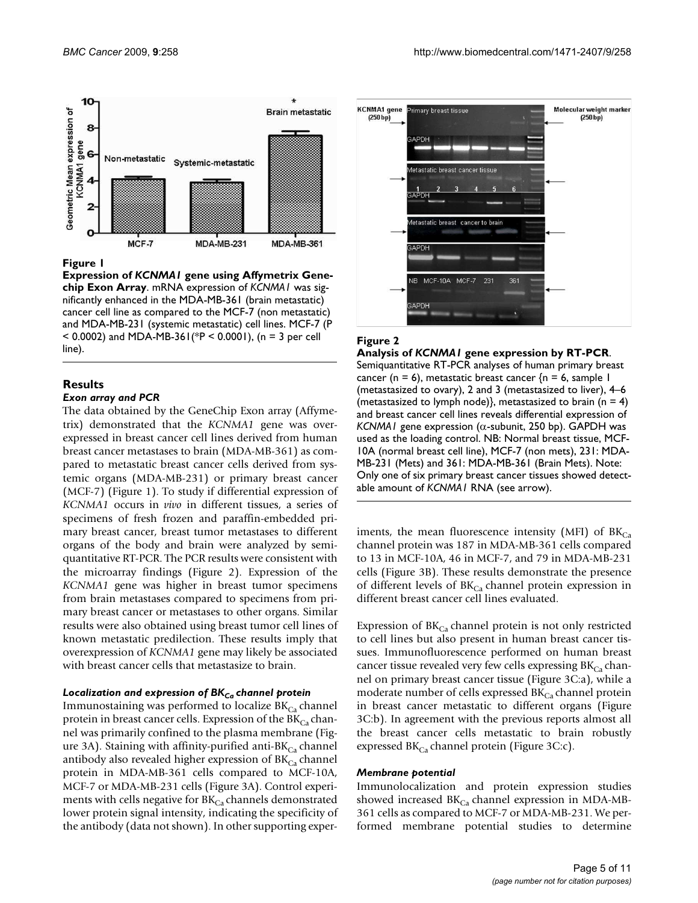**Figure 1**

**Expression of *KCNMA1* gene using Affymetrix Genechip Exon Array**. mRNA expression of *KCNMA1* was significantly enhanced in the MDA-MB-361 (brain metastatic) cancer cell line as compared to the MCF-7 (non metastatic) and MDA-MB-231 (systemic metastatic) cell lines. MCF-7 ($P < 0.0002$) and MDA-MB-361(*$P < 0.0001$), ($n = 3$ per cell line).

## Results

### *Exon array and PCR*

The data obtained by the GeneChip Exon array (Affymetrix) demonstrated that the *KCNMA1* gene was overexpressed in breast cancer cell lines derived from human breast cancer metastases to brain (MDA-MB-361) as compared to metastatic breast cancer cells derived from systemic organs (MDA-MB-231) or primary breast cancer (MCF-7) (Figure 1). To study if differential expression of *KCNMA1* occurs in *vivo* in different tissues, a series of specimens of fresh frozen and paraffin-embedded primary breast cancer, breast tumor metastases to different organs of the body and brain were analyzed by semi-quantitative RT-PCR. The PCR results were consistent with the microarray findings (Figure 2). Expression of the *KCNMA1* gene was higher in breast tumor specimens from brain metastases compared to specimens from primary breast cancer or metastases to other organs. Similar results were also obtained using breast tumor cell lines of known metastatic predilection. These results imply that overexpression of *KCNMA1* gene may likely be associated with breast cancer cells that metastasize to brain.

### *Localization and expression of $BK_{Ca}$ channel protein*

Immunostaining was performed to localize $BK_{Ca}$ channel protein in breast cancer cells. Expression of the $BK_{Ca}$ channel was primarily confined to the plasma membrane (Figure 3A). Staining with affinity-purified anti-$BK_{Ca}$ channel antibody also revealed higher expression of $BK_{Ca}$ channel protein in MDA-MB-361 cells compared to MCF-10A, MCF-7 or MDA-MB-231 cells (Figure 3A). Control experiments with cells negative for $BK_{Ca}$ channels demonstrated lower protein signal intensity, indicating the specificity of the antibody (data not shown). In other supporting experiments, the mean fluorescence intensity (MFI) of $BK_{Ca}$ channel protein was 187 in MDA-MB-361 cells compared to 13 in MCF-10A, 46 in MCF-7, and 79 in MDA-MB-231 cells (Figure 3B). These results demonstrate the presence of different levels of $BK_{Ca}$ channel protein expression in different breast cancer cell lines evaluated.

**Figure 2**

**Analysis of *KCNMA1* gene expression by RT-PCR**. Semiquantitative RT-PCR analyses of human primary breast cancer ($n = 6$), metastatic breast cancer {$n = 6$, sample 1 (metastasized to ovary), 2 and 3 (metastasized to liver), 4–6 (metastasized to lymph node)}, metastasized to brain ($n = 4$) and breast cancer cell lines reveals differential expression of *KCNMA1* gene expression (α-subunit, 250 bp). GAPDH was used as the loading control. NB: Normal breast tissue, MCF-10A (normal breast cell line), MCF-7 (non mets), 231: MDA-MB-231 (Mets) and 361: MDA-MB-361 (Brain Mets). Note: Only one of six primary breast cancer tissues showed detectable amount of *KCNMA1* RNA (see arrow).

Expression of $BK_{Ca}$ channel protein is not only restricted to cell lines but also present in human breast cancer tissues. Immunofluorescence performed on human breast cancer tissue revealed very few cells expressing $BK_{Ca}$ channel on primary breast cancer tissue (Figure 3C:a), while a moderate number of cells expressed $BK_{Ca}$ channel protein in breast cancer metastatic to different organs (Figure 3C:b). In agreement with the previous reports almost all the breast cancer cells metastatic to brain robustly expressed $BK_{Ca}$ channel protein (Figure 3C:c).

### *Membrane potential*

Immunolocalization and protein expression studies showed increased $BK_{Ca}$ channel expression in MDA-MB-361 cells as compared to MCF-7 or MDA-MB-231. We performed membrane potential studies to determine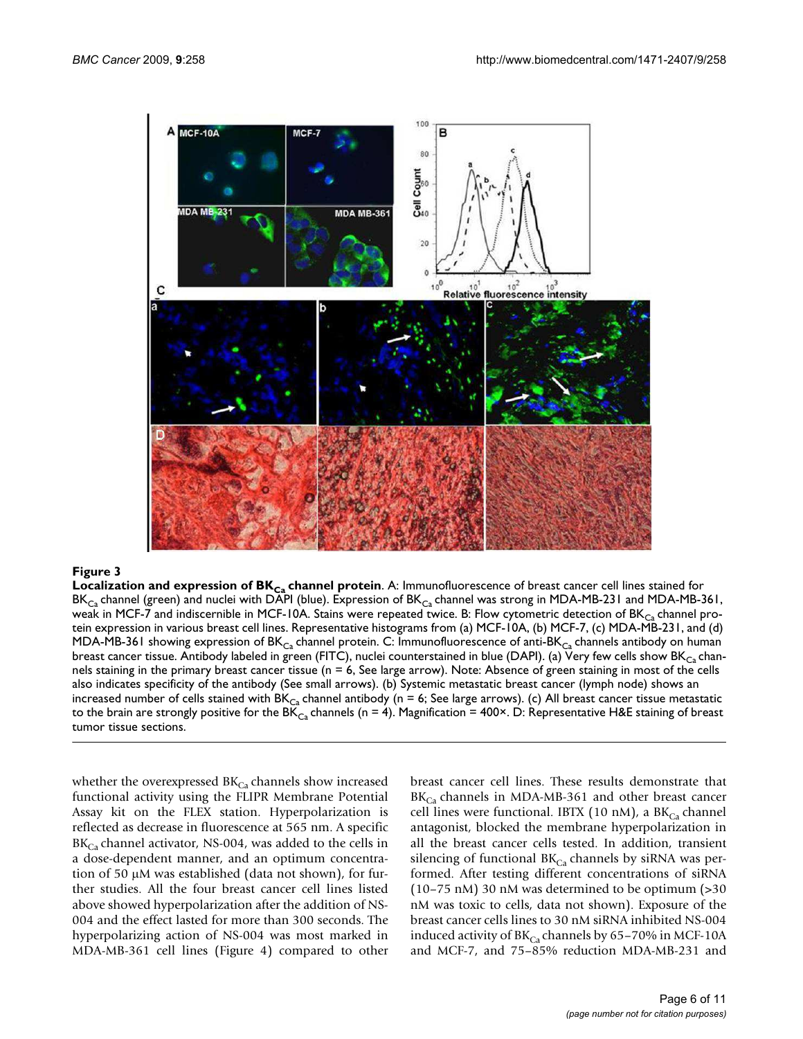**Figure 3**

**Localization and expression of $BK_{Ca}$ channel protein**. A: Immunofluorescence of breast cancer cell lines stained for $BK_{Ca}$ channel (green) and nuclei with DAPI (blue). Expression of $BK_{Ca}$ channel was strong in MDA-MB-231 and MDA-MB-361, weak in MCF-7 and indiscernible in MCF-10A. Stains were repeated twice. B: Flow cytometric detection of $BK_{Ca}$ channel protein expression in various breast cell lines. Representative histograms from (a) MCF-10A, (b) MCF-7, (c) MDA-MB-231, and (d) MDA-MB-361 showing expression of $BK_{Ca}$ channel protein. C: Immunofluorescence of anti-$BK_{Ca}$ channels antibody on human breast cancer tissue. Antibody labeled in green (FITC), nuclei counterstained in blue (DAPI). (a) Very few cells show $BK_{Ca}$ channels staining in the primary breast cancer tissue (n = 6, See large arrow). Note: Absence of green staining in most of the cells also indicates specificity of the antibody (See small arrows). (b) Systemic metastatic breast cancer (lymph node) shows an increased number of cells stained with $BK_{Ca}$ channel antibody (n = 6; See large arrows). (c) All breast cancer tissue metastatic to the brain are strongly positive for the $BK_{Ca}$ channels (n = 4). Magnification = 400×. D: Representative H&E staining of breast tumor tissue sections.

whether the overexpressed $BK_{Ca}$ channels show increased functional activity using the FLIPR Membrane Potential Assay kit on the FLEX station. Hyperpolarization is reflected as decrease in fluorescence at 565 nm. A specific $BK_{Ca}$ channel activator, NS-004, was added to the cells in a dose-dependent manner, and an optimum concentration of 50 μM was established (data not shown), for further studies. All the four breast cancer cell lines listed above showed hyperpolarization after the addition of NS-004 and the effect lasted for more than 300 seconds. The hyperpolarizing action of NS-004 was most marked in MDA-MB-361 cell lines (Figure 4) compared to other breast cancer cell lines. These results demonstrate that $BK_{Ca}$ channels in MDA-MB-361 and other breast cancer cell lines were functional. IBTX (10 nM), a $BK_{Ca}$ channel antagonist, blocked the membrane hyperpolarization in all the breast cancer cells tested. In addition, transient silencing of functional $BK_{Ca}$ channels by siRNA was performed. After testing different concentrations of siRNA (10–75 nM) 30 nM was determined to be optimum (>30 nM was toxic to cells, data not shown). Exposure of the breast cancer cells lines to 30 nM siRNA inhibited NS-004 induced activity of $BK_{Ca}$ channels by 65–70% in MCF-10A and MCF-7, and 75–85% reduction MDA-MB-231 and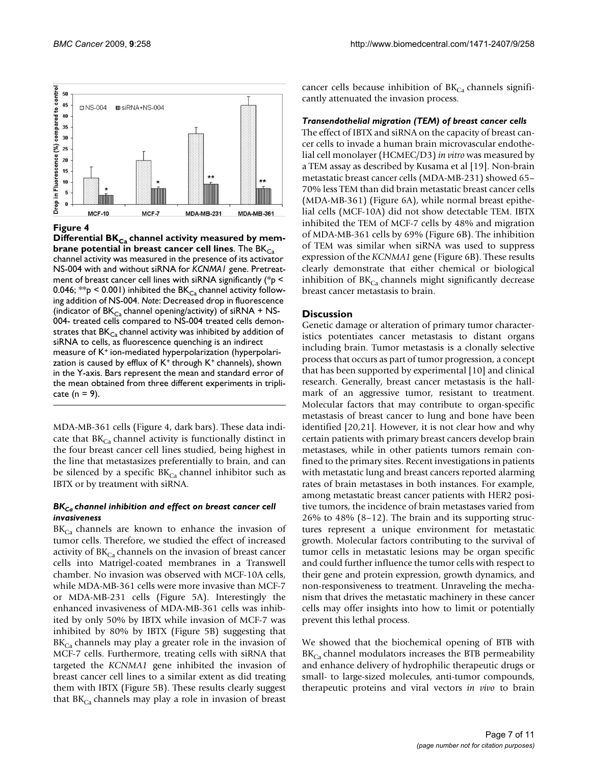**Figure 4**

**Differential $BK_{Ca}$ channel activity measured by membrane potential in breast cancer cell lines**. The $BK_{Ca}$ channel activity was measured in the presence of its activator NS-004 with and without siRNA for *KCNMA1* gene. Pretreatment of breast cancer cell lines with siRNA significantly (*p < 0.046; **p < 0.001) inhibited the $BK_{Ca}$ channel activity following addition of NS-004. *Note*: Decreased drop in fluorescence (indicator of $BK_{Ca}$ channel opening/activity) of siRNA + NS-004- treated cells compared to NS-004 treated cells demonstrates that $BK_{Ca}$ channel activity was inhibited by addition of siRNA to cells, as fluorescence quenching is an indirect measure of $K^+$ ion-mediated hyperpolarization (hyperpolarization is caused by efflux of $K^+$ through $K^+$ channels), shown in the Y-axis. Bars represent the mean and standard error of the mean obtained from three different experiments in triplicate (n = 9).

MDA-MB-361 cells (Figure 4, dark bars). These data indicate that $BK_{Ca}$ channel activity is functionally distinct in the four breast cancer cell lines studied, being highest in the line that metastasizes preferentially to brain, and can be silenced by a specific $BK_{Ca}$ channel inhibitor such as IBTX or by treatment with siRNA.

### *$BK_{Ca}$ channel inhibition and effect on breast cancer cell invasiveness*

$BK_{Ca}$ channels are known to enhance the invasion of tumor cells. Therefore, we studied the effect of increased activity of $BK_{Ca}$ channels on the invasion of breast cancer cells into Matrigel-coated membranes in a Transwell chamber. No invasion was observed with MCF-10A cells, while MDA-MB-361 cells were more invasive than MCF-7 or MDA-MB-231 cells (Figure 5A). Interestingly the enhanced invasiveness of MDA-MB-361 cells was inhibited by only 50% by IBTX while invasion of MCF-7 was inhibited by 80% by IBTX (Figure 5B) suggesting that $BK_{Ca}$ channels may play a greater role in the invasion of MCF-7 cells. Furthermore, treating cells with siRNA that targeted the *KCNMA1* gene inhibited the invasion of breast cancer cell lines to a similar extent as did treating them with IBTX (Figure 5B). These results clearly suggest that $BK_{Ca}$ channels may play a role in invasion of breast cancer cells because inhibition of $BK_{Ca}$ channels significantly attenuated the invasion process.

### *Transendothelial migration (TEM) of breast cancer cells*

The effect of IBTX and siRNA on the capacity of breast cancer cells to invade a human brain microvascular endothelial cell monolayer (HCMEC/D3) *in vitro* was measured by a TEM assay as described by Kusama et al [19]. Non-brain metastatic breast cancer cells (MDA-MB-231) showed 65–70% less TEM than did brain metastatic breast cancer cells (MDA-MB-361) (Figure 6A), while normal breast epithelial cells (MCF-10A) did not show detectable TEM. IBTX inhibited the TEM of MCF-7 cells by 48% and migration of MDA-MB-361 cells by 69% (Figure 6B). The inhibition of TEM was similar when siRNA was used to suppress expression of the *KCNMA1* gene (Figure 6B). These results clearly demonstrate that either chemical or biological inhibition of $BK_{Ca}$ channels might significantly decrease breast cancer metastasis to brain.

## Discussion

Genetic damage or alteration of primary tumor characteristics potentiates cancer metastasis to distant organs including brain. Tumor metastasis is a clonally selective process that occurs as part of tumor progression, a concept that has been supported by experimental [10] and clinical research. Generally, breast cancer metastasis is the hallmark of an aggressive tumor, resistant to treatment. Molecular factors that may contribute to organ-specific metastasis of breast cancer to lung and bone have been identified [20,21]. However, it is not clear how and why certain patients with primary breast cancers develop brain metastases, while in other patients tumors remain confined to the primary sites. Recent investigations in patients with metastatic lung and breast cancers reported alarming rates of brain metastases in both instances. For example, among metastatic breast cancer patients with HER2 positive tumors, the incidence of brain metastases varied from 26% to 48% (8–12). The brain and its supporting structures represent a unique environment for metastatic growth. Molecular factors contributing to the survival of tumor cells in metastatic lesions may be organ specific and could further influence the tumor cells with respect to their gene and protein expression, growth dynamics, and non-responsiveness to treatment. Unraveling the mechanism that drives the metastatic machinery in these cancer cells may offer insights into how to limit or potentially prevent this lethal process.

We showed that the biochemical opening of BTB with $BK_{Ca}$ channel modulators increases the BTB permeability and enhance delivery of hydrophilic therapeutic drugs or small- to large-sized molecules, anti-tumor compounds, therapeutic proteins and viral vectors *in vivo* to brain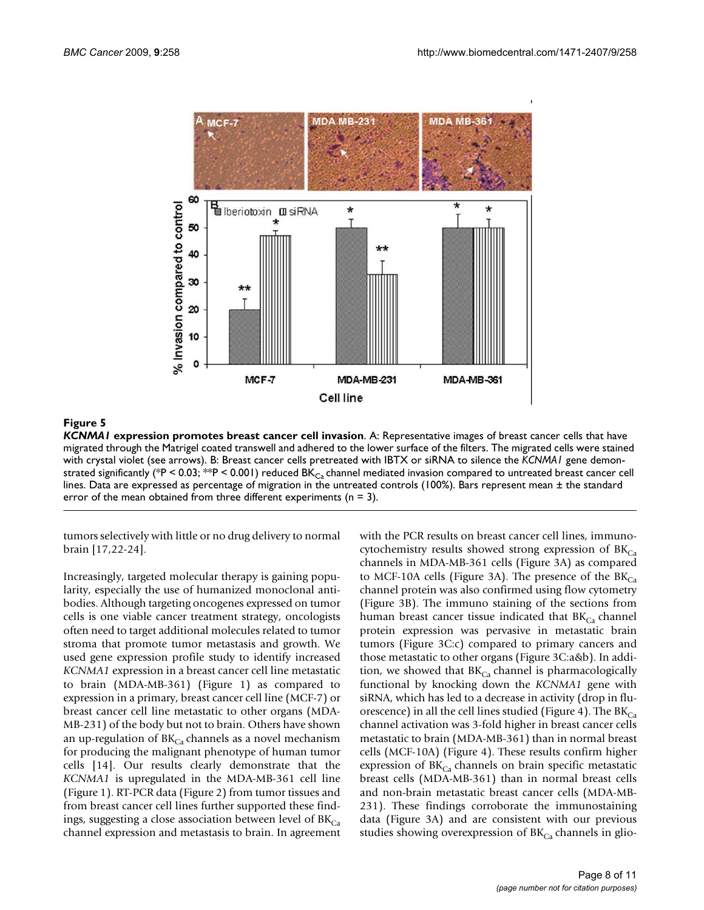**Figure 5**

***KCNMA1* expression promotes breast cancer cell invasion**. A: Representative images of breast cancer cells that have migrated through the Matrigel coated transwell and adhered to the lower surface of the filters. The migrated cells were stained with crystal violet (see arrows). B: Breast cancer cells pretreated with IBTX or siRNA to silence the *KCNMA1* gene demonstrated significantly (*P < 0.03; **P < 0.001) reduced $BK_{Ca}$ channel mediated invasion compared to untreated breast cancer cell lines. Data are expressed as percentage of migration in the untreated controls (100%). Bars represent mean ± the standard error of the mean obtained from three different experiments (n = 3).

tumors selectively with little or no drug delivery to normal brain [17,22-24].

Increasingly, targeted molecular therapy is gaining popularity, especially the use of humanized monoclonal antibodies. Although targeting oncogenes expressed on tumor cells is one viable cancer treatment strategy, oncologists often need to target additional molecules related to tumor stroma that promote tumor metastasis and growth. We used gene expression profile study to identify increased *KCNMA1* expression in a breast cancer cell line metastatic to brain (MDA-MB-361) (Figure 1) as compared to expression in a primary, breast cancer cell line (MCF-7) or breast cancer cell line metastatic to other organs (MDA-MB-231) of the body but not to brain. Others have shown an up-regulation of $BK_{Ca}$ channels as a novel mechanism for producing the malignant phenotype of human tumor cells [14]. Our results clearly demonstrate that the *KCNMA1* is upregulated in the MDA-MB-361 cell line (Figure 1). RT-PCR data (Figure 2) from tumor tissues and from breast cancer cell lines further supported these findings, suggesting a close association between level of $BK_{Ca}$ channel expression and metastasis to brain. In agreement with the PCR results on breast cancer cell lines, immunocytochemistry results showed strong expression of $BK_{Ca}$ channels in MDA-MB-361 cells (Figure 3A) as compared to MCF-10A cells (Figure 3A). The presence of the $BK_{Ca}$ channel protein was also confirmed using flow cytometry (Figure 3B). The immuno staining of the sections from human breast cancer tissue indicated that $BK_{Ca}$ channel protein expression was pervasive in metastatic brain tumors (Figure 3C:c) compared to primary cancers and those metastatic to other organs (Figure 3C:a&b). In addition, we showed that $BK_{Ca}$ channel is pharmacologically functional by knocking down the *KCNMA1* gene with siRNA, which has led to a decrease in activity (drop in fluorescence) in all the cell lines studied (Figure 4). The $BK_{Ca}$ channel activation was 3-fold higher in breast cancer cells metastatic to brain (MDA-MB-361) than in normal breast cells (MCF-10A) (Figure 4). These results confirm higher expression of $BK_{Ca}$ channels on brain specific metastatic breast cells (MDA-MB-361) than in normal breast cells and non-brain metastatic breast cancer cells (MDA-MB-231). These findings corroborate the immunostaining data (Figure 3A) and are consistent with our previous studies showing overexpression of $BK_{Ca}$ channels in glio-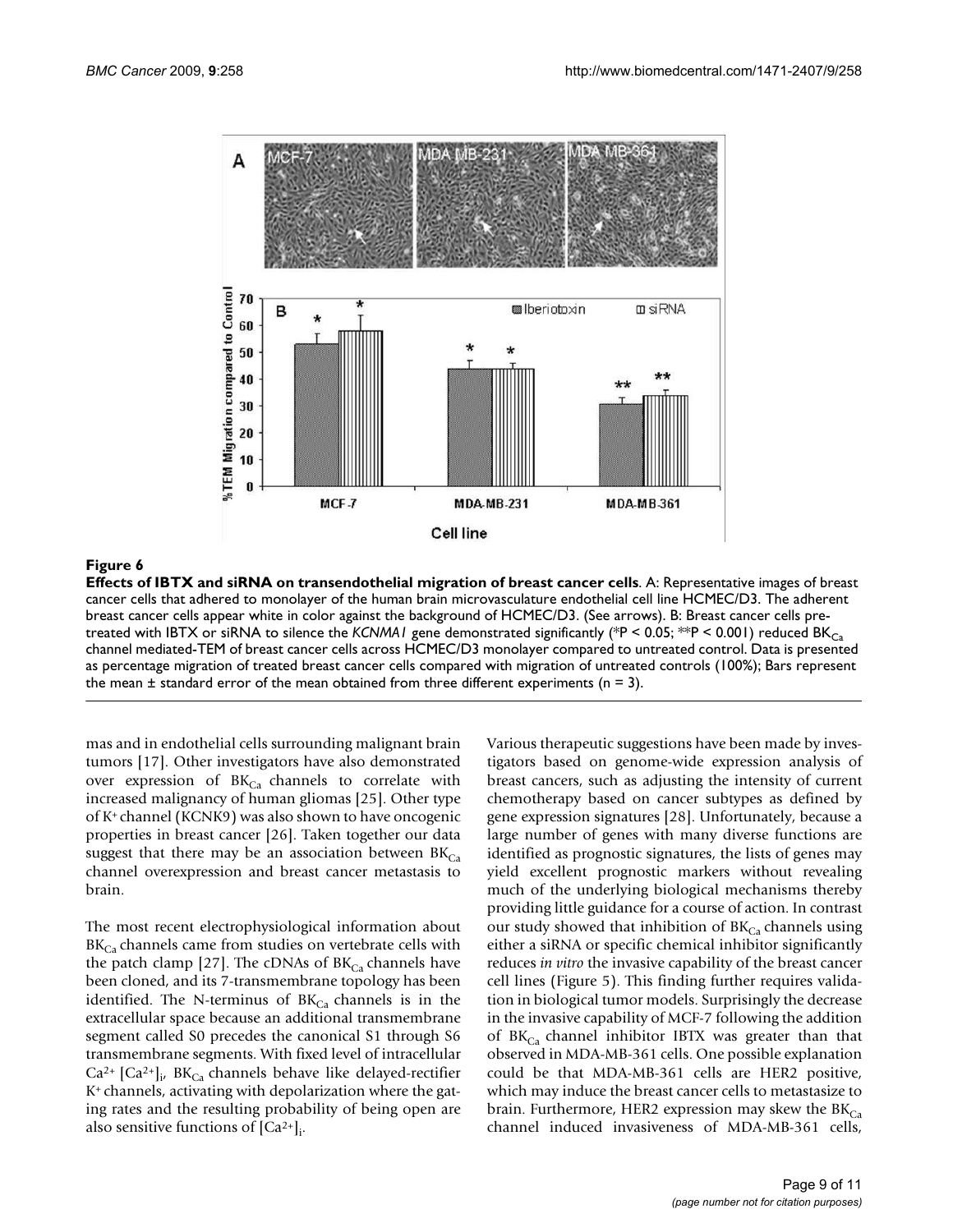**Figure 6**

**Effects of IBTX and siRNA on transendothelial migration of breast cancer cells**. A: Representative images of breast cancer cells that adhered to monolayer of the human brain microvasculature endothelial cell line HCMEC/D3. The adherent breast cancer cells appear white in color against the background of HCMEC/D3. (See arrows). B: Breast cancer cells pretreated with IBTX or siRNA to silence the *KCNMA1* gene demonstrated significantly (*P < 0.05; **P < 0.001) reduced $BK_{Ca}$ channel mediated-TEM of breast cancer cells across HCMEC/D3 monolayer compared to untreated control. Data is presented as percentage migration of treated breast cancer cells compared with migration of untreated controls (100%); Bars represent the mean ± standard error of the mean obtained from three different experiments (n = 3).

mas and in endothelial cells surrounding malignant brain tumors [17]. Other investigators have also demonstrated over expression of $BK_{Ca}$ channels to correlate with increased malignancy of human gliomas [25]. Other type of $K^+$ channel (KCNK9) was also shown to have oncogenic properties in breast cancer [26]. Taken together our data suggest that there may be an association between $BK_{Ca}$ channel overexpression and breast cancer metastasis to brain.

The most recent electrophysiological information about $BK_{Ca}$ channels came from studies on vertebrate cells with the patch clamp [27]. The cDNAs of $BK_{Ca}$ channels have been cloned, and its 7-transmembrane topology has been identified. The N-terminus of $BK_{Ca}$ channels is in the extracellular space because an additional transmembrane segment called S0 precedes the canonical S1 through S6 transmembrane segments. With fixed level of intracellular $Ca^{2+}$ $[Ca^{2+}]_i$, $BK_{Ca}$ channels behave like delayed-rectifier $K^+$ channels, activating with depolarization where the gating rates and the resulting probability of being open are also sensitive functions of $[Ca^{2+}]_i$.

Various therapeutic suggestions have been made by investigators based on genome-wide expression analysis of breast cancers, such as adjusting the intensity of current chemotherapy based on cancer subtypes as defined by gene expression signatures [28]. Unfortunately, because a large number of genes with many diverse functions are identified as prognostic signatures, the lists of genes may yield excellent prognostic markers without revealing much of the underlying biological mechanisms thereby providing little guidance for a course of action. In contrast our study showed that inhibition of $BK_{Ca}$ channels using either a siRNA or specific chemical inhibitor significantly reduces *in vitro* the invasive capability of the breast cancer cell lines (Figure 5). This finding further requires validation in biological tumor models. Surprisingly the decrease in the invasive capability of MCF-7 following the addition of $BK_{Ca}$ channel inhibitor IBTX was greater than that observed in MDA-MB-361 cells. One possible explanation could be that MDA-MB-361 cells are HER2 positive, which may induce the breast cancer cells to metastasize to brain. Furthermore, HER2 expression may skew the $BK_{Ca}$ channel induced invasiveness of MDA-MB-361 cells,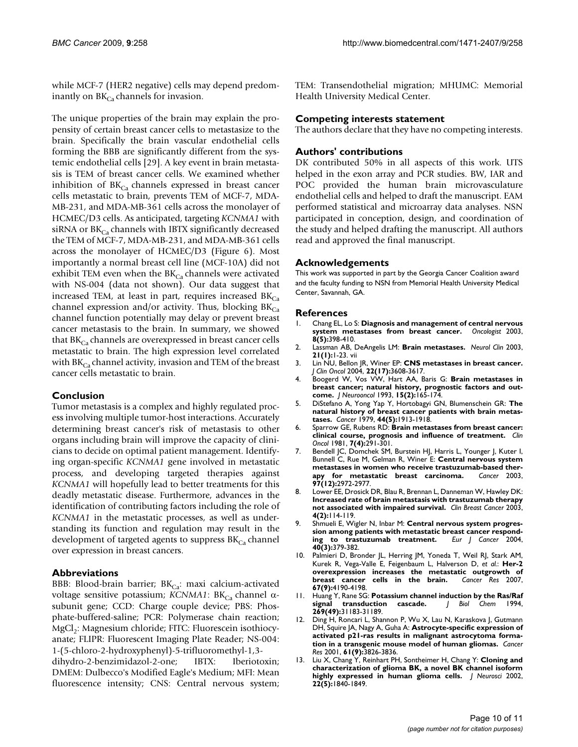while MCF-7 (HER2 negative) cells may depend predominantly on $BK_{Ca}$ channels for invasion.

The unique properties of the brain may explain the propensity of certain breast cancer cells to metastasize to the brain. Specifically the brain vascular endothelial cells forming the BBB are significantly different from the systemic endothelial cells [29]. A key event in brain metastasis is TEM of breast cancer cells. We examined whether inhibition of $BK_{Ca}$ channels expressed in breast cancer cells metastatic to brain, prevents TEM of MCF-7, MDA-MB-231, and MDA-MB-361 cells across the monolayer of HCMEC/D3 cells. As anticipated, targeting *KCNMA1* with siRNA or $BK_{Ca}$ channels with IBTX significantly decreased the TEM of MCF-7, MDA-MB-231, and MDA-MB-361 cells across the monolayer of HCMEC/D3 (Figure 6). Most importantly a normal breast cell line (MCF-10A) did not exhibit TEM even when the $BK_{Ca}$ channels were activated with NS-004 (data not shown). Our data suggest that increased TEM, at least in part, requires increased $BK_{Ca}$ channel expression and/or activity. Thus, blocking $BK_{Ca}$ channel function potentially may delay or prevent breast cancer metastasis to the brain. In summary, we showed that $BK_{Ca}$ channels are overexpressed in breast cancer cells metastatic to brain. The high expression level correlated with $BK_{Ca}$ channel activity, invasion and TEM of the breast cancer cells metastatic to brain.

## Conclusion

Tumor metastasis is a complex and highly regulated process involving multiple tumor-host interactions. Accurately determining breast cancer's risk of metastasis to other organs including brain will improve the capacity of clinicians to decide on optimal patient management. Identifying organ-specific *KCNMA1* gene involved in metastatic process, and developing targeted therapies against *KCNMA1* will hopefully lead to better treatments for this deadly metastatic disease. Furthermore, advances in the identification of contributing factors including the role of *KCNMA1* in the metastatic processes, as well as understanding its function and regulation may result in the development of targeted agents to suppress $BK_{Ca}$ channel over expression in breast cancers.

## Abbreviations

BBB: Blood-brain barrier; $BK_{Ca}$: maxi calcium-activated voltage sensitive potassium; *KCNMA1*: $BK_{Ca}$ channel $\alpha$-subunit gene; CCD: Charge couple device; PBS: Phosphate-buffered-saline; PCR: Polymerase chain reaction; $MgCl_2$: Magnesium chloride; FITC: Fluorescein isothiocyanate; FLIPR: Fluorescent Imaging Plate Reader; NS-004: 1-(5-chloro-2-hydroxyphenyl)-5-trifluoromethyl-1,3-dihydro-2-benzimidazol-2-one; IBTX: Iberiotoxin; DMEM: Dulbecco's Modified Eagle's Medium; MFI: Mean fluorescence intensity; CNS: Central nervous system; TEM: Transendothelial migration; MHUMC: Memorial Health University Medical Center.

## Competing interests statement

The authors declare that they have no competing interests.

## Authors' contributions

DK contributed 50% in all aspects of this work. UTS helped in the exon array and PCR studies. BW, IAR and POC provided the human brain microvasculature endothelial cells and helped to draft the manuscript. EAM performed statistical and microarray data analyses. NSN participated in conception, design, and coordination of the study and helped drafting the manuscript. All authors read and approved the final manuscript.

## Acknowledgements

This work was supported in part by the Georgia Cancer Coalition award and the faculty funding to NSN from Memorial Health University Medical Center, Savannah, GA.

## References

1. Chang EL, Lo S: **Diagnosis and management of central nervous system metastases from breast cancer.** *Oncologist* 2003, **8(5):**398-410.
2. Lassman AB, DeAngelis LM: **Brain metastases.** *Neurol Clin* 2003, **21(1):**1-23. vii
3. Lin NU, Bellon JR, Winer EP: **CNS metastases in breast cancer.** *J Clin Oncol* 2004, **22(17):**3608-3617.
4. Boogerd W, Vos VW, Hart AA, Baris G: **Brain metastases in breast cancer; natural history, prognostic factors and outcome.** *J Neurooncol* 1993, **15(2):**165-174.
5. DiStefano A, Yong Yap Y, Hortobagyi GN, Blumenschein GR: **The natural history of breast cancer patients with brain metastases.** *Cancer* 1979, **44(5):**1913-1918.
6. Sparrow GE, Rubens RD: **Brain metastases from breast cancer: clinical course, prognosis and influence of treatment.** *Clin Oncol* 1981, **7(4):**291-301.
7. Bendell JC, Domchek SM, Burstein HJ, Harris L, Younger J, Kuter I, Bunnell C, Rue M, Gelman R, Winer E: **Central nervous system metastases in women who receive trastuzumab-based therapy for metastatic breast carcinoma.** *Cancer* 2003, **97(12):**2972-2977.
8. Lower EE, Drosick DR, Blau R, Brennan L, Danneman W, Hawley DK: **Increased rate of brain metastasis with trastuzumab therapy not associated with impaired survival.** *Clin Breast Cancer* 2003, **4(2):**114-119.
9. Shmueli E, Wigler N, Inbar M: **Central nervous system progression among patients with metastatic breast cancer responding to trastuzumab treatment.** *Eur J Cancer* 2004, **40(3):**379-382.
10. Palmieri D, Bronder JL, Herring JM, Yoneda T, Weil RJ, Stark AM, Kurek R, Vega-Valle E, Feigenbaum L, Halverson D, *et al.*: **Her-2 overexpression increases the metastatic outgrowth of breast cancer cells in the brain.** *Cancer Res* 2007, **67(9):**4190-4198.
11. Huang Y, Rane SG: **Potassium channel induction by the Ras/Raf signal transduction cascade.** *J Biol Chem* 1994, **269(49):**31183-31189.
12. Ding H, Roncari L, Shannon P, Wu X, Lau N, Karaskova J, Gutmann DH, Squire JA, Nagy A, Guha A: **Astrocyte-specific expression of activated p21-ras results in malignant astrocytoma formation in a transgenic mouse model of human gliomas.** *Cancer Res* 2001, **61(9):**3826-3836.
13. Liu X, Chang Y, Reinhart PH, Sontheimer H, Chang Y: **Cloning and characterization of glioma BK, a novel BK channel isoform highly expressed in human glioma cells.** *J Neurosci* 2002, **22(5):**1840-1849.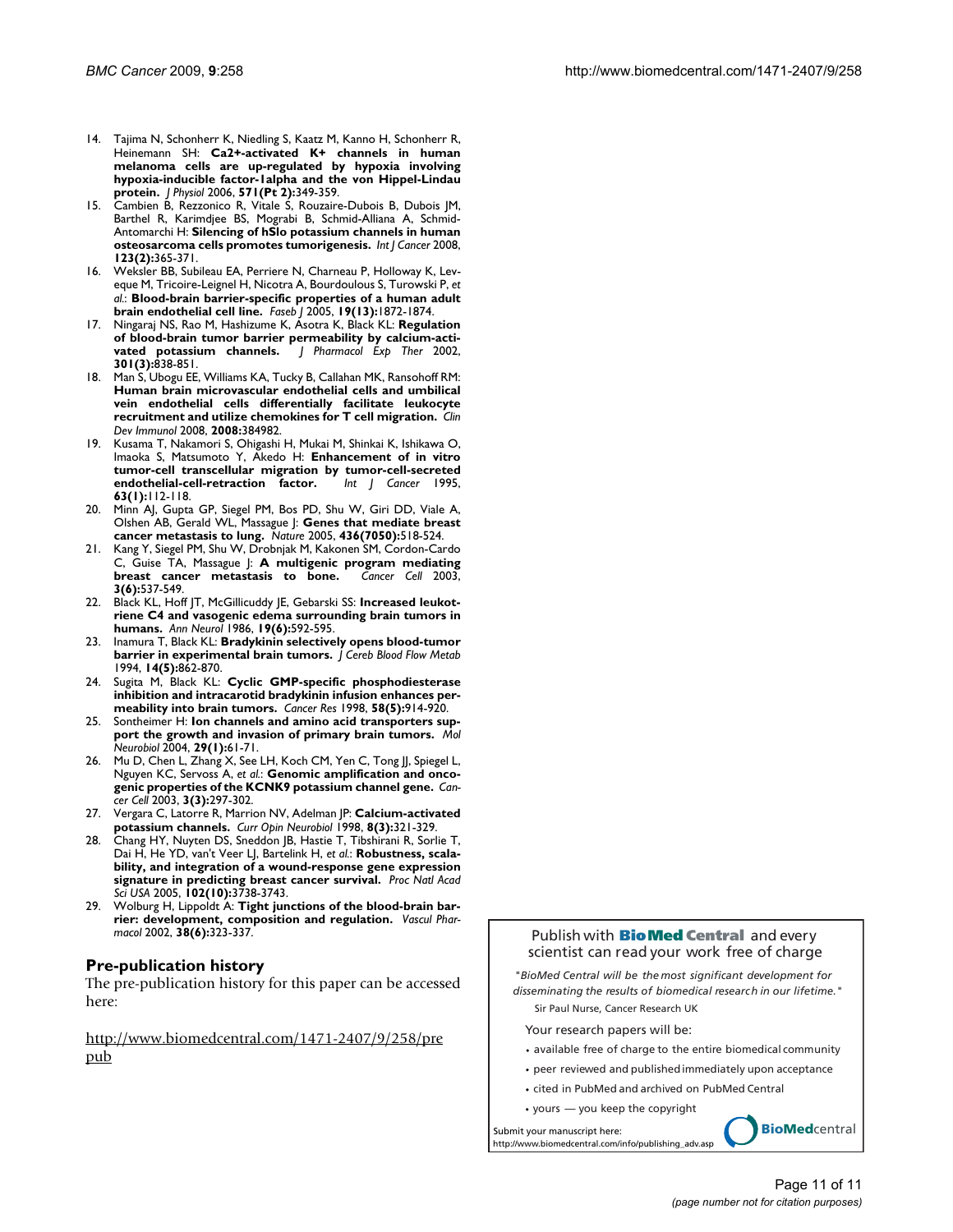14. Tajima N, Schonherr K, Niedling S, Kaatz M, Kanno H, Schonherr R, Heinemann SH: **Ca2+-activated K+ channels in human melanoma cells are up-regulated by hypoxia involving hypoxia-inducible factor-1alpha and the von Hippel-Lindau protein.** *J Physiol* 2006, **571(Pt 2):**349-359.
15. Cambien B, Rezzonico R, Vitale S, Rouzaire-Dubois B, Dubois JM, Barthel R, Karimdjee BS, Mograbi B, Schmid-Alliana A, Schmid-Antomarchi H: **Silencing of hSlo potassium channels in human osteosarcoma cells promotes tumorigenesis.** *Int J Cancer* 2008, **123(2):**365-371.
16. Weksler BB, Subileau EA, Perriere N, Charneau P, Holloway K, Leveque M, Tricoire-Leignel H, Nicotra A, Bourdoulous S, Turowski P, *et al.*: **Blood-brain barrier-specific properties of a human adult brain endothelial cell line.** *Faseb J* 2005, **19(13):**1872-1874.
17. Ningaraj NS, Rao M, Hashizume K, Asotra K, Black KL: **Regulation of blood-brain tumor barrier permeability by calcium-activated potassium channels.** *J Pharmacol Exp Ther* 2002, **301(3):**838-851.
18. Man S, Ubogu EE, Williams KA, Tucky B, Callahan MK, Ransohoff RM: **Human brain microvascular endothelial cells and umbilical vein endothelial cells differentially facilitate leukocyte recruitment and utilize chemokines for T cell migration.** *Clin Dev Immunol* 2008, **2008:**384982.
19. Kusama T, Nakamori S, Ohigashi H, Mukai M, Shinkai K, Ishikawa O, Imaoka S, Matsumoto Y, Akedo H: **Enhancement of in vitro tumor-cell transcellular migration by tumor-cell-secreted endothelial-cell-retraction factor.** *Int J Cancer* 1995, **63(1):**112-118.
20. Minn AJ, Gupta GP, Siegel PM, Bos PD, Shu W, Giri DD, Viale A, Olshen AB, Gerald WL, Massague J: **Genes that mediate breast cancer metastasis to lung.** *Nature* 2005, **436(7050):**518-524.
21. Kang Y, Siegel PM, Shu W, Drobnjak M, Kakonen SM, Cordon-Cardo C, Guise TA, Massague J: **A multigenic program mediating breast cancer metastasis to bone.** *Cancer Cell* 2003, **3(6):**537-549.
22. Black KL, Hoff JT, McGillicuddy JE, Gebarski SS: **Increased leukotriene C4 and vasogenic edema surrounding brain tumors in humans.** *Ann Neurol* 1986, **19(6):**592-595.
23. Inamura T, Black KL: **Bradykinin selectively opens blood-tumor barrier in experimental brain tumors.** *J Cereb Blood Flow Metab* 1994, **14(5):**862-870.
24. Sugita M, Black KL: **Cyclic GMP-specific phosphodiesterase inhibition and intracarotid bradykinin infusion enhances permeability into brain tumors.** *Cancer Res* 1998, **58(5):**914-920.
25. Sontheimer H: **Ion channels and amino acid transporters support the growth and invasion of primary brain tumors.** *Mol Neurobiol* 2004, **29(1):**61-71.
26. Mu D, Chen L, Zhang X, See LH, Koch CM, Yen C, Tong JJ, Spiegel L, Nguyen KC, Servoss A, *et al.*: **Genomic amplification and oncogenic properties of the KCNK9 potassium channel gene.** *Cancer Cell* 2003, **3(3):**297-302.
27. Vergara C, Latorre R, Marrion NV, Adelman JP: **Calcium-activated potassium channels.** *Curr Opin Neurobiol* 1998, **8(3):**321-329.
28. Chang HY, Nuyten DS, Sneddon JB, Hastie T, Tibshirani R, Sorlie T, Dai H, He YD, van't Veer LJ, Bartelink H, *et al.*: **Robustness, scalability, and integration of a wound-response gene expression signature in predicting breast cancer survival.** *Proc Natl Acad Sci USA* 2005, **102(10):**3738-3743.
29. Wolburg H, Lippoldt A: **Tight junctions of the blood-brain barrier: development, composition and regulation.** *Vascul Pharmacol* 2002, **38(6):**323-337.

## Pre-publication history

The pre-publication history for this paper can be accessed here:

http://www.biomedcentral.com/1471-2407/9/258/prepub

Publish with **BioMed Central** and every scientist can read your work free of charge

*"BioMed Central will be the most significant development for disseminating the results of biomedical research in our lifetime."*

Sir Paul Nurse, Cancer Research UK

Your research papers will be:

- available free of charge to the entire biomedical community
- peer reviewed and published immediately upon acceptance
- cited in PubMed and archived on PubMed Central
- yours — you keep the copyright

Submit your manuscript here:
http://www.biomedcentral.com/info/publishing_adv.asp

**BioMed**central